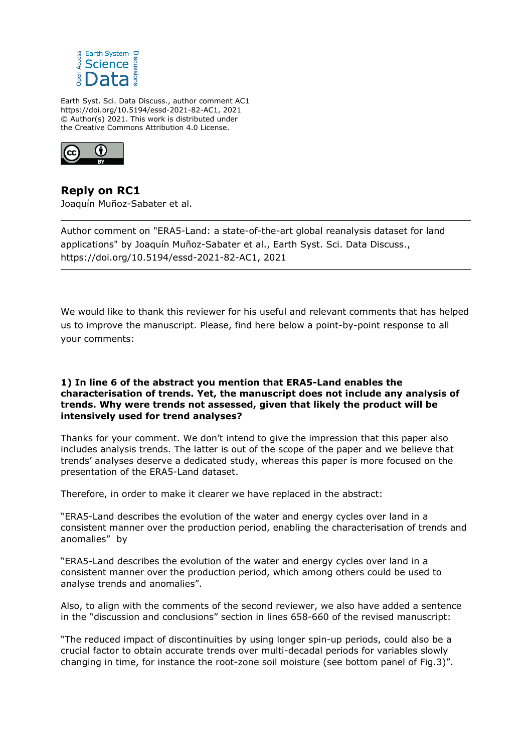Earth Syst. Sci. Data Discuss., author comment AC1
https://doi.org/10.5194/essd-2021-82-AC1, 2021
© Author(s) 2021. This work is distributed under
the Creative Commons Attribution 4.0 License.

# Reply on RC1

Joaquín Muñoz-Sabater et al.

---

Author comment on "ERA5-Land: a state-of-the-art global reanalysis dataset for land applications" by Joaquín Muñoz-Sabater et al., Earth Syst. Sci. Data Discuss., https://doi.org/10.5194/essd-2021-82-AC1, 2021

---

We would like to thank this reviewer for his useful and relevant comments that has helped us to improve the manuscript. Please, find here below a point-by-point response to all your comments:

**1) In line 6 of the abstract you mention that ERA5-Land enables the characterisation of trends. Yet, the manuscript does not include any analysis of trends. Why were trends not assessed, given that likely the product will be intensively used for trend analyses?**

Thanks for your comment. We don't intend to give the impression that this paper also includes analysis trends. The latter is out of the scope of the paper and we believe that trends' analyses deserve a dedicated study, whereas this paper is more focused on the presentation of the ERA5-Land dataset.

Therefore, in order to make it clearer we have replaced in the abstract:

"ERA5-Land describes the evolution of the water and energy cycles over land in a consistent manner over the production period, enabling the characterisation of trends and anomalies" by

"ERA5-Land describes the evolution of the water and energy cycles over land in a consistent manner over the production period, which among others could be used to analyse trends and anomalies".

Also, to align with the comments of the second reviewer, we also have added a sentence in the "discussion and conclusions" section in lines 658-660 of the revised manuscript:

"The reduced impact of discontinuities by using longer spin-up periods, could also be a crucial factor to obtain accurate trends over multi-decadal periods for variables slowly changing in time, for instance the root-zone soil moisture (see bottom panel of Fig.3)".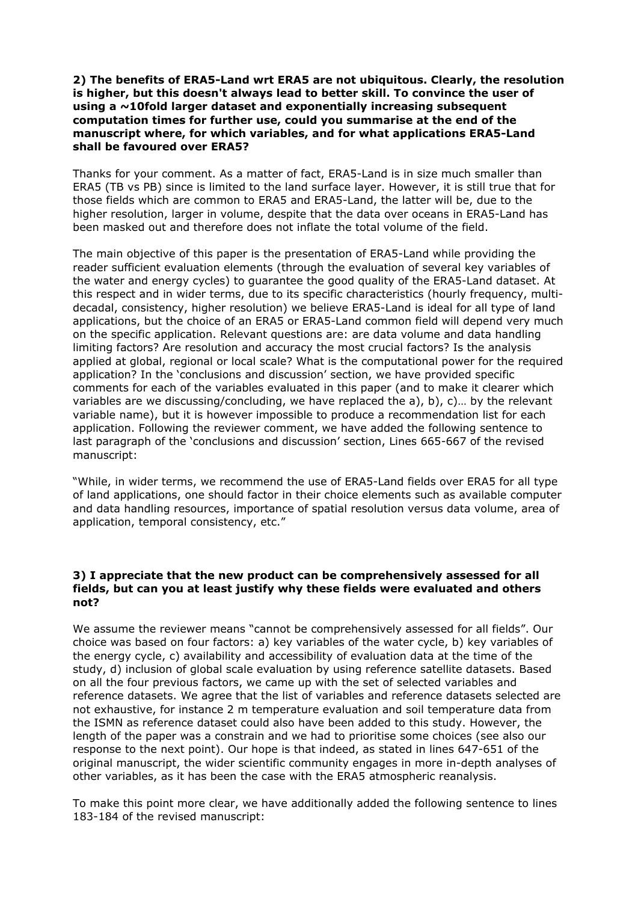**2) The benefits of ERA5-Land wrt ERA5 are not ubiquitous. Clearly, the resolution is higher, but this doesn't always lead to better skill. To convince the user of using a ~10fold larger dataset and exponentially increasing subsequent computation times for further use, could you summarise at the end of the manuscript where, for which variables, and for what applications ERA5-Land shall be favoured over ERA5?**

Thanks for your comment. As a matter of fact, ERA5-Land is in size much smaller than ERA5 (TB vs PB) since is limited to the land surface layer. However, it is still true that for those fields which are common to ERA5 and ERA5-Land, the latter will be, due to the higher resolution, larger in volume, despite that the data over oceans in ERA5-Land has been masked out and therefore does not inflate the total volume of the field.

The main objective of this paper is the presentation of ERA5-Land while providing the reader sufficient evaluation elements (through the evaluation of several key variables of the water and energy cycles) to guarantee the good quality of the ERA5-Land dataset. At this respect and in wider terms, due to its specific characteristics (hourly frequency, multi-decadal, consistency, higher resolution) we believe ERA5-Land is ideal for all type of land applications, but the choice of an ERA5 or ERA5-Land common field will depend very much on the specific application. Relevant questions are: are data volume and data handling limiting factors? Are resolution and accuracy the most crucial factors? Is the analysis applied at global, regional or local scale? What is the computational power for the required application? In the 'conclusions and discussion' section, we have provided specific comments for each of the variables evaluated in this paper (and to make it clearer which variables are we discussing/concluding, we have replaced the a), b), c)… by the relevant variable name), but it is however impossible to produce a recommendation list for each application. Following the reviewer comment, we have added the following sentence to last paragraph of the 'conclusions and discussion' section, Lines 665-667 of the revised manuscript:

"While, in wider terms, we recommend the use of ERA5-Land fields over ERA5 for all type of land applications, one should factor in their choice elements such as available computer and data handling resources, importance of spatial resolution versus data volume, area of application, temporal consistency, etc."

**3) I appreciate that the new product can be comprehensively assessed for all fields, but can you at least justify why these fields were evaluated and others not?**

We assume the reviewer means "cannot be comprehensively assessed for all fields". Our choice was based on four factors: a) key variables of the water cycle, b) key variables of the energy cycle, c) availability and accessibility of evaluation data at the time of the study, d) inclusion of global scale evaluation by using reference satellite datasets. Based on all the four previous factors, we came up with the set of selected variables and reference datasets. We agree that the list of variables and reference datasets selected are not exhaustive, for instance 2 m temperature evaluation and soil temperature data from the ISMN as reference dataset could also have been added to this study. However, the length of the paper was a constrain and we had to prioritise some choices (see also our response to the next point). Our hope is that indeed, as stated in lines 647-651 of the original manuscript, the wider scientific community engages in more in-depth analyses of other variables, as it has been the case with the ERA5 atmospheric reanalysis.

To make this point more clear, we have additionally added the following sentence to lines 183-184 of the revised manuscript: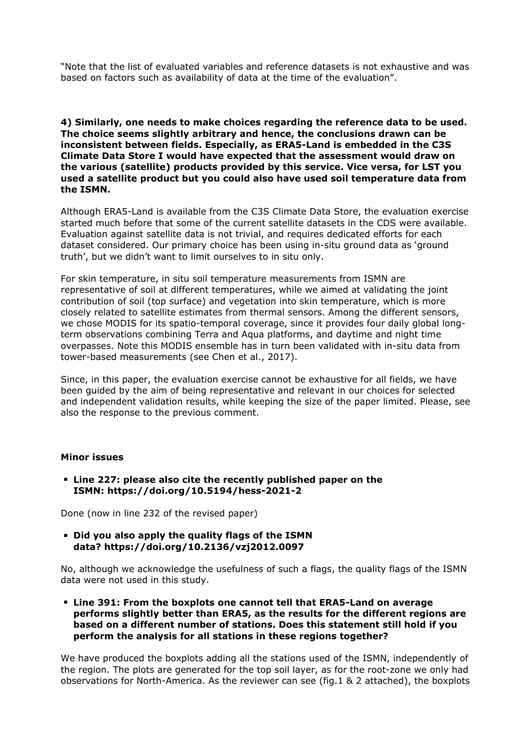“Note that the list of evaluated variables and reference datasets is not exhaustive and was based on factors such as availability of data at the time of the evaluation”.

**4) Similarly, one needs to make choices regarding the reference data to be used. The choice seems slightly arbitrary and hence, the conclusions drawn can be inconsistent between fields. Especially, as ERA5-Land is embedded in the C3S Climate Data Store I would have expected that the assessment would draw on the various (satellite) products provided by this service. Vice versa, for LST you used a satellite product but you could also have used soil temperature data from the ISMN.**

Although ERA5-Land is available from the C3S Climate Data Store, the evaluation exercise started much before that some of the current satellite datasets in the CDS were available. Evaluation against satellite data is not trivial, and requires dedicated efforts for each dataset considered. Our primary choice has been using in-situ ground data as ‘ground truth’, but we didn’t want to limit ourselves to in situ only.

For skin temperature, in situ soil temperature measurements from ISMN are representative of soil at different temperatures, while we aimed at validating the joint contribution of soil (top surface) and vegetation into skin temperature, which is more closely related to satellite estimates from thermal sensors. Among the different sensors, we chose MODIS for its spatio-temporal coverage, since it provides four daily global long-term observations combining Terra and Aqua platforms, and daytime and night time overpasses. Note this MODIS ensemble has in turn been validated with in-situ data from tower-based measurements (see Chen et al., 2017).

Since, in this paper, the evaluation exercise cannot be exhaustive for all fields, we have been guided by the aim of being representative and relevant in our choices for selected and independent validation results, while keeping the size of the paper limited. Please, see also the response to the previous comment.

**Minor issues**

- **Line 227: please also cite the recently published paper on the ISMN: https://doi.org/10.5194/hess-2021-2**

Done (now in line 232 of the revised paper)

- **Did you also apply the quality flags of the ISMN data? https://doi.org/10.2136/vzj2012.0097**

No, although we acknowledge the usefulness of such a flags, the quality flags of the ISMN data were not used in this study.

- **Line 391: From the boxplots one cannot tell that ERA5-Land on average performs slightly better than ERA5, as the results for the different regions are based on a different number of stations. Does this statement still hold if you perform the analysis for all stations in these regions together?**

We have produced the boxplots adding all the stations used of the ISMN, independently of the region. The plots are generated for the top soil layer, as for the root-zone we only had observations for North-America. As the reviewer can see (fig.1 & 2 attached), the boxplots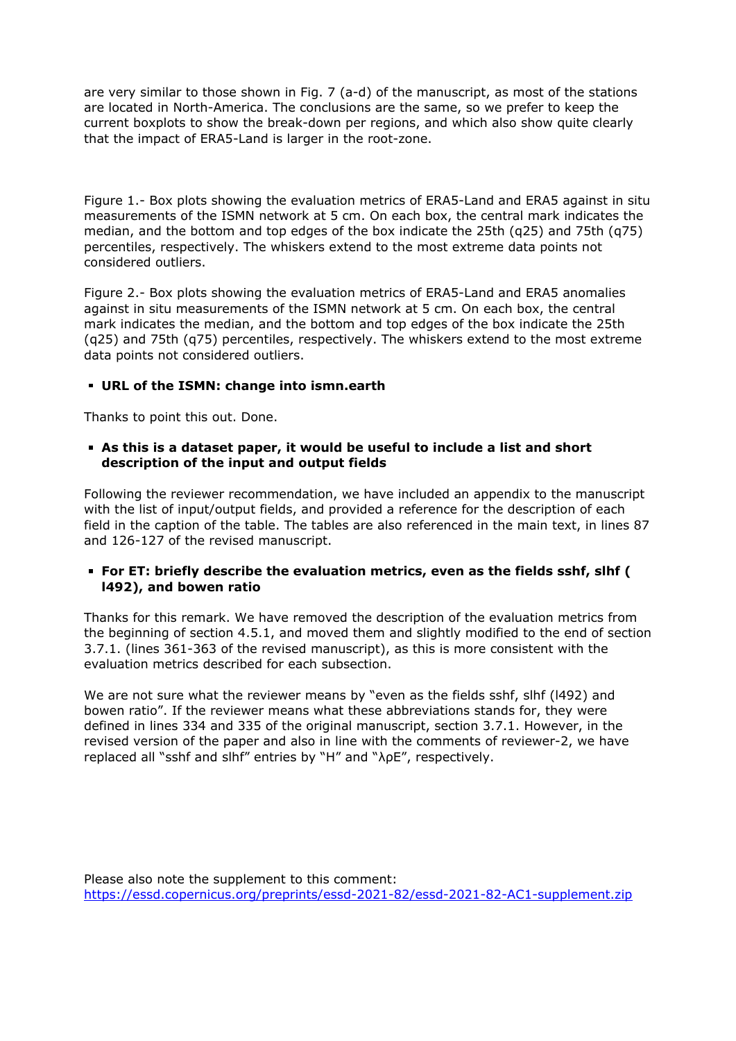are very similar to those shown in Fig. 7 (a-d) of the manuscript, as most of the stations are located in North-America. The conclusions are the same, so we prefer to keep the current boxplots to show the break-down per regions, and which also show quite clearly that the impact of ERA5-Land is larger in the root-zone.

Figure 1.- Box plots showing the evaluation metrics of ERA5-Land and ERA5 against in situ measurements of the ISMN network at 5 cm. On each box, the central mark indicates the median, and the bottom and top edges of the box indicate the 25th (q25) and 75th (q75) percentiles, respectively. The whiskers extend to the most extreme data points not considered outliers.

Figure 2.- Box plots showing the evaluation metrics of ERA5-Land and ERA5 anomalies against in situ measurements of the ISMN network at 5 cm. On each box, the central mark indicates the median, and the bottom and top edges of the box indicate the 25th (q25) and 75th (q75) percentiles, respectively. The whiskers extend to the most extreme data points not considered outliers.

- **URL of the ISMN: change into ismn.earth**

Thanks to point this out. Done.

- **As this is a dataset paper, it would be useful to include a list and short description of the input and output fields**

Following the reviewer recommendation, we have included an appendix to the manuscript with the list of input/output fields, and provided a reference for the description of each field in the caption of the table. The tables are also referenced in the main text, in lines 87 and 126-127 of the revised manuscript.

- **For ET: briefly describe the evaluation metrics, even as the fields sshf, slhf (l492), and bowen ratio**

Thanks for this remark. We have removed the description of the evaluation metrics from the beginning of section 4.5.1, and moved them and slightly modified to the end of section 3.7.1. (lines 361-363 of the revised manuscript), as this is more consistent with the evaluation metrics described for each subsection.

We are not sure what the reviewer means by "even as the fields sshf, slhf (l492) and bowen ratio". If the reviewer means what these abbreviations stands for, they were defined in lines 334 and 335 of the original manuscript, section 3.7.1. However, in the revised version of the paper and also in line with the comments of reviewer-2, we have replaced all "sshf and slhf" entries by "H" and "λρE", respectively.

Please also note the supplement to this comment:
https://essd.copernicus.org/preprints/essd-2021-82/essd-2021-82-AC1-supplement.zip